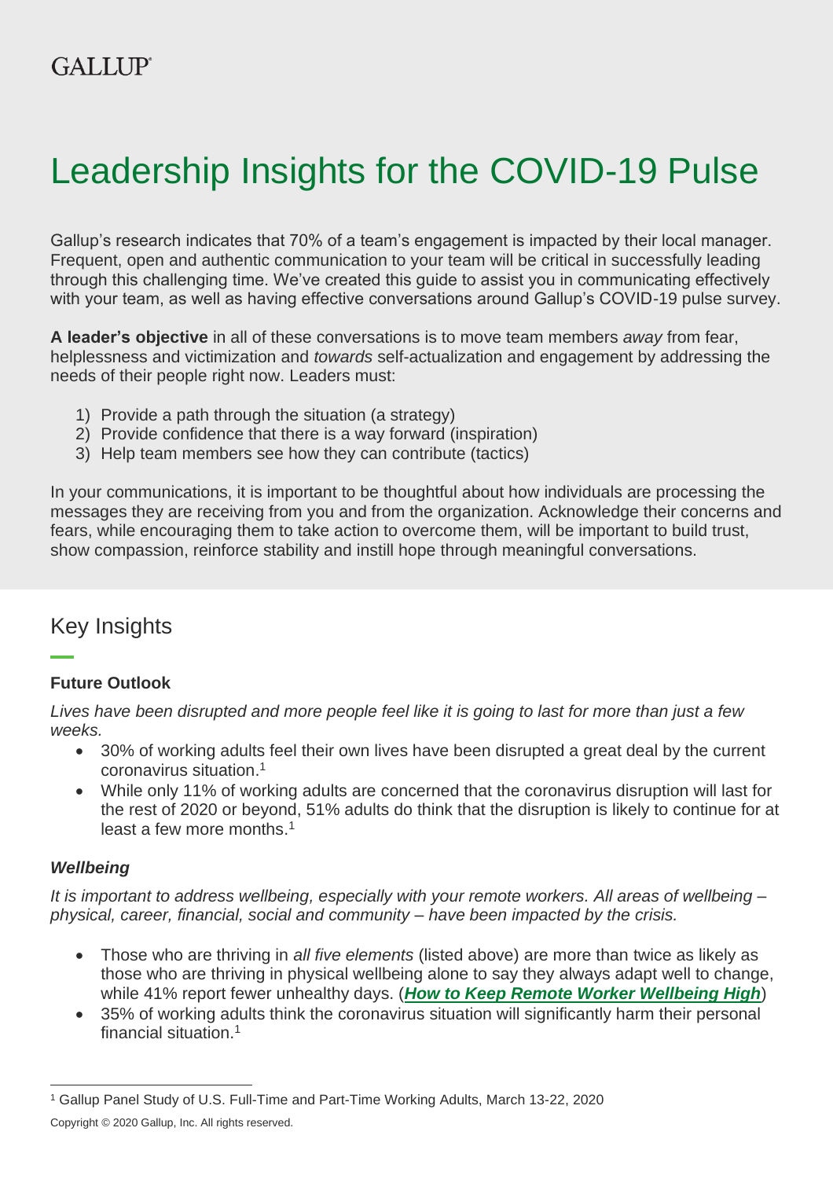GALLUP

# Leadership Insights for the COVID-19 Pulse

Gallup's research indicates that 70% of a team's engagement is impacted by their local manager. Frequent, open and authentic communication to your team will be critical in successfully leading through this challenging time. We've created this guide to assist you in communicating effectively with your team, as well as having effective conversations around Gallup's COVID-19 pulse survey.

**A leader's objective** in all of these conversations is to move team members *away* from fear, helplessness and victimization and *towards* self-actualization and engagement by addressing the needs of their people right now. Leaders must:

1) Provide a path through the situation (a strategy)
2) Provide confidence that there is a way forward (inspiration)
3) Help team members see how they can contribute (tactics)

In your communications, it is important to be thoughtful about how individuals are processing the messages they are receiving from you and from the organization. Acknowledge their concerns and fears, while encouraging them to take action to overcome them, will be important to build trust, show compassion, reinforce stability and instill hope through meaningful conversations.

## Key Insights

### Future Outlook

*Lives have been disrupted and more people feel like it is going to last for more than just a few weeks.*

- 30% of working adults feel their own lives have been disrupted a great deal by the current coronavirus situation.[1]
- While only 11% of working adults are concerned that the coronavirus disruption will last for the rest of 2020 or beyond, 51% adults do think that the disruption is likely to continue for at least a few more months.[1]

### *Wellbeing*

*It is important to address wellbeing, especially with your remote workers. All areas of wellbeing – physical, career, financial, social and community – have been impacted by the crisis.*

- Those who are thriving in *all five elements* (listed above) are more than twice as likely as those who are thriving in physical wellbeing alone to say they always adapt well to change, while 41% report fewer unhealthy days. (***How to Keep Remote Worker Wellbeing High***)
- 35% of working adults think the coronavirus situation will significantly harm their personal financial situation.[1]

[1] Gallup Panel Study of U.S. Full-Time and Part-Time Working Adults, March 13-22, 2020

Copyright © 2020 Gallup, Inc. All rights reserved.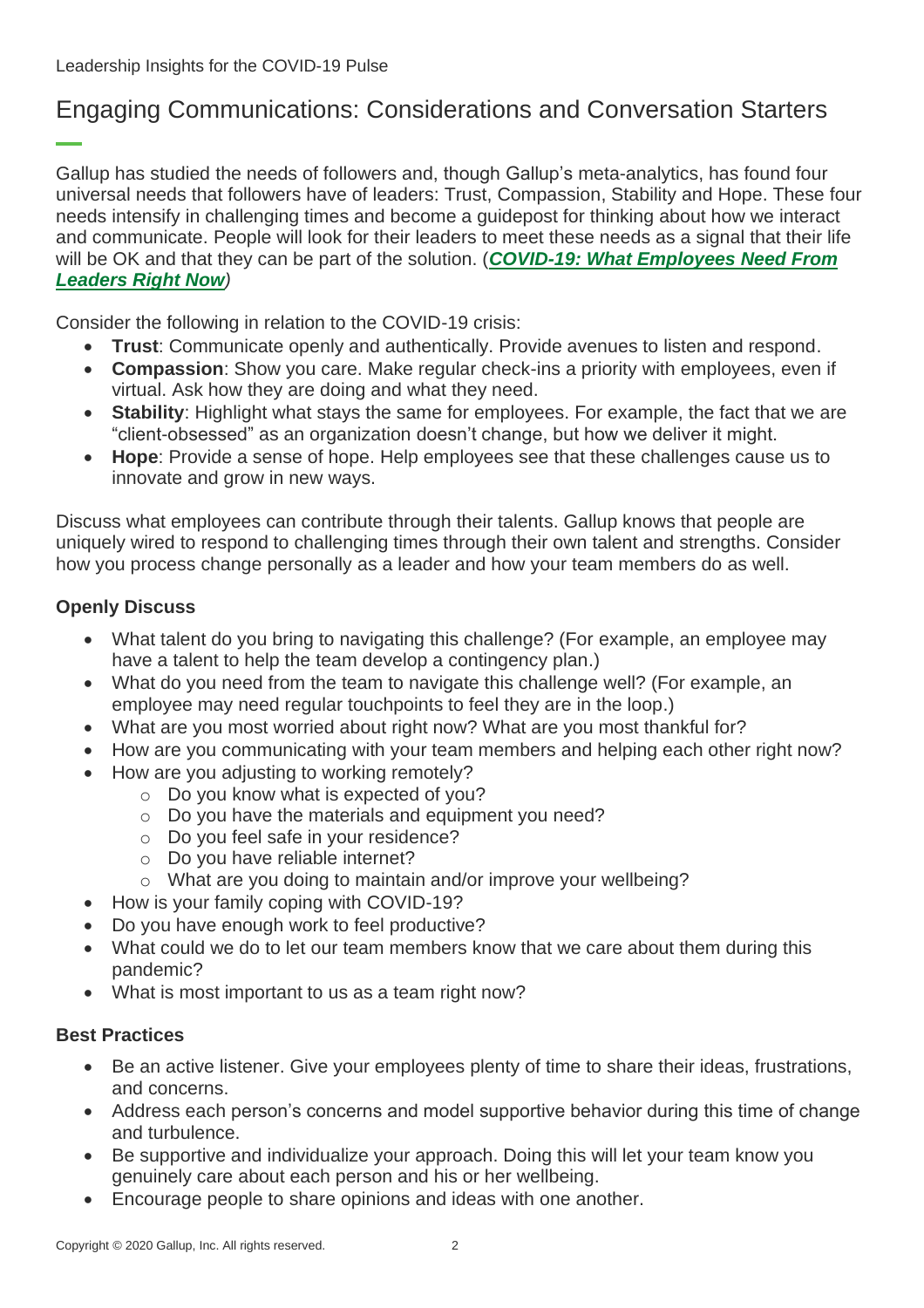# Engaging Communications: Considerations and Conversation Starters

Gallup has studied the needs of followers and, though Gallup's meta-analytics, has found four universal needs that followers have of leaders: Trust, Compassion, Stability and Hope. These four needs intensify in challenging times and become a guidepost for thinking about how we interact and communicate. People will look for their leaders to meet these needs as a signal that their life will be OK and that they can be part of the solution. (***COVID-19: What Employees Need From Leaders Right Now***)

Consider the following in relation to the COVID-19 crisis:

- **Trust**: Communicate openly and authentically. Provide avenues to listen and respond.
- **Compassion**: Show you care. Make regular check-ins a priority with employees, even if virtual. Ask how they are doing and what they need.
- **Stability**: Highlight what stays the same for employees. For example, the fact that we are "client-obsessed" as an organization doesn't change, but how we deliver it might.
- **Hope**: Provide a sense of hope. Help employees see that these challenges cause us to innovate and grow in new ways.

Discuss what employees can contribute through their talents. Gallup knows that people are uniquely wired to respond to challenging times through their own talent and strengths. Consider how you process change personally as a leader and how your team members do as well.

### Openly Discuss

- What talent do you bring to navigating this challenge? (For example, an employee may have a talent to help the team develop a contingency plan.)
- What do you need from the team to navigate this challenge well? (For example, an employee may need regular touchpoints to feel they are in the loop.)
- What are you most worried about right now? What are you most thankful for?
- How are you communicating with your team members and helping each other right now?
- How are you adjusting to working remotely?
  - Do you know what is expected of you?
  - Do you have the materials and equipment you need?
  - Do you feel safe in your residence?
  - Do you have reliable internet?
  - What are you doing to maintain and/or improve your wellbeing?
- How is your family coping with COVID-19?
- Do you have enough work to feel productive?
- What could we do to let our team members know that we care about them during this pandemic?
- What is most important to us as a team right now?

### Best Practices

- Be an active listener. Give your employees plenty of time to share their ideas, frustrations, and concerns.
- Address each person's concerns and model supportive behavior during this time of change and turbulence.
- Be supportive and individualize your approach. Doing this will let your team know you genuinely care about each person and his or her wellbeing.
- Encourage people to share opinions and ideas with one another.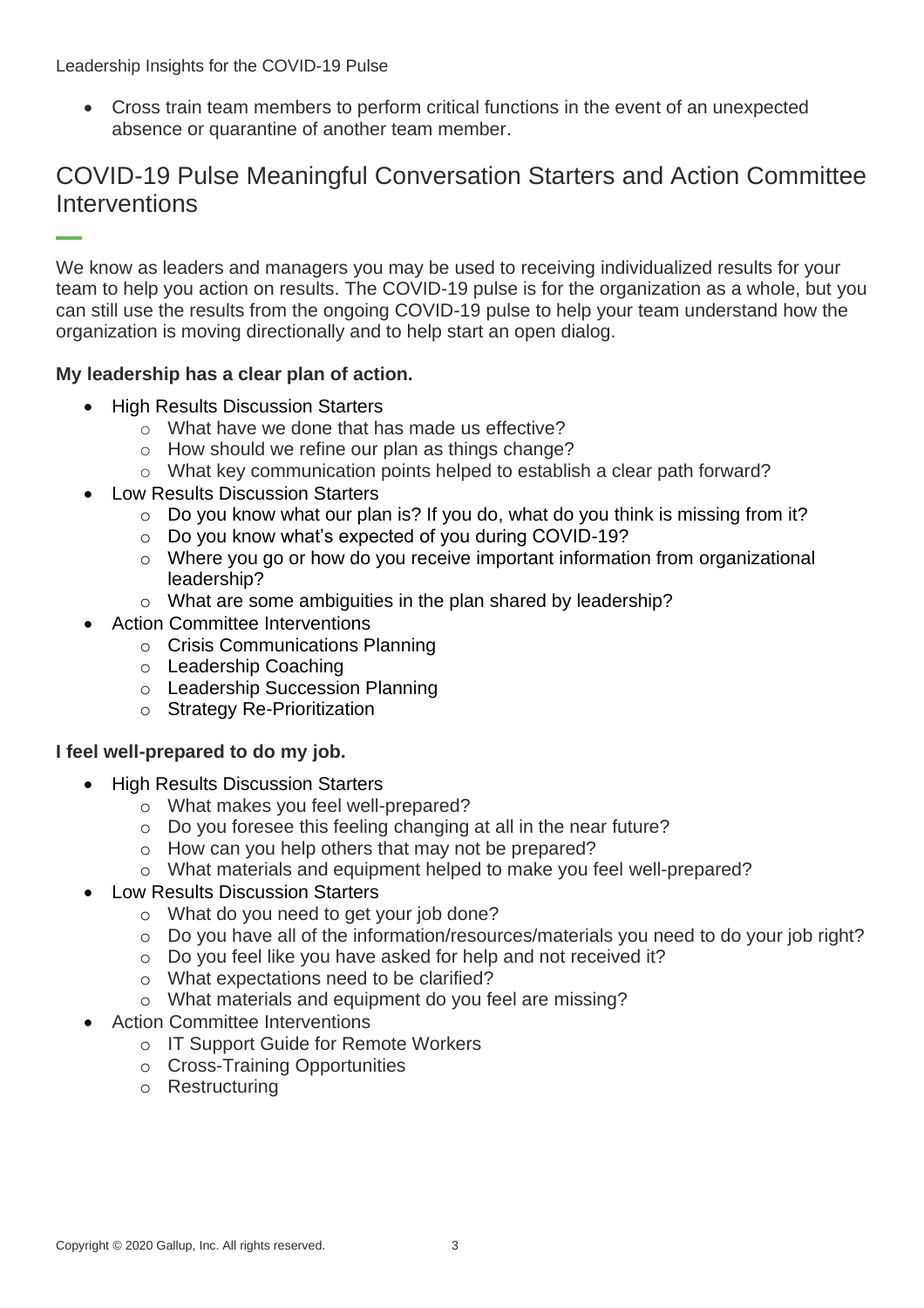- Cross train team members to perform critical functions in the event of an unexpected absence or quarantine of another team member.

## COVID-19 Pulse Meaningful Conversation Starters and Action Committee Interventions

We know as leaders and managers you may be used to receiving individualized results for your team to help you action on results. The COVID-19 pulse is for the organization as a whole, but you can still use the results from the ongoing COVID-19 pulse to help your team understand how the organization is moving directionally and to help start an open dialog.

**My leadership has a clear plan of action.**

- High Results Discussion Starters
  - What have we done that has made us effective?
  - How should we refine our plan as things change?
  - What key communication points helped to establish a clear path forward?
- Low Results Discussion Starters
  - Do you know what our plan is? If you do, what do you think is missing from it?
  - Do you know what's expected of you during COVID-19?
  - Where you go or how do you receive important information from organizational leadership?
  - What are some ambiguities in the plan shared by leadership?
- Action Committee Interventions
  - Crisis Communications Planning
  - Leadership Coaching
  - Leadership Succession Planning
  - Strategy Re-Prioritization

**I feel well-prepared to do my job.**

- High Results Discussion Starters
  - What makes you feel well-prepared?
  - Do you foresee this feeling changing at all in the near future?
  - How can you help others that may not be prepared?
  - What materials and equipment helped to make you feel well-prepared?
- Low Results Discussion Starters
  - What do you need to get your job done?
  - Do you have all of the information/resources/materials you need to do your job right?
  - Do you feel like you have asked for help and not received it?
  - What expectations need to be clarified?
  - What materials and equipment do you feel are missing?
- Action Committee Interventions
  - IT Support Guide for Remote Workers
  - Cross-Training Opportunities
  - Restructuring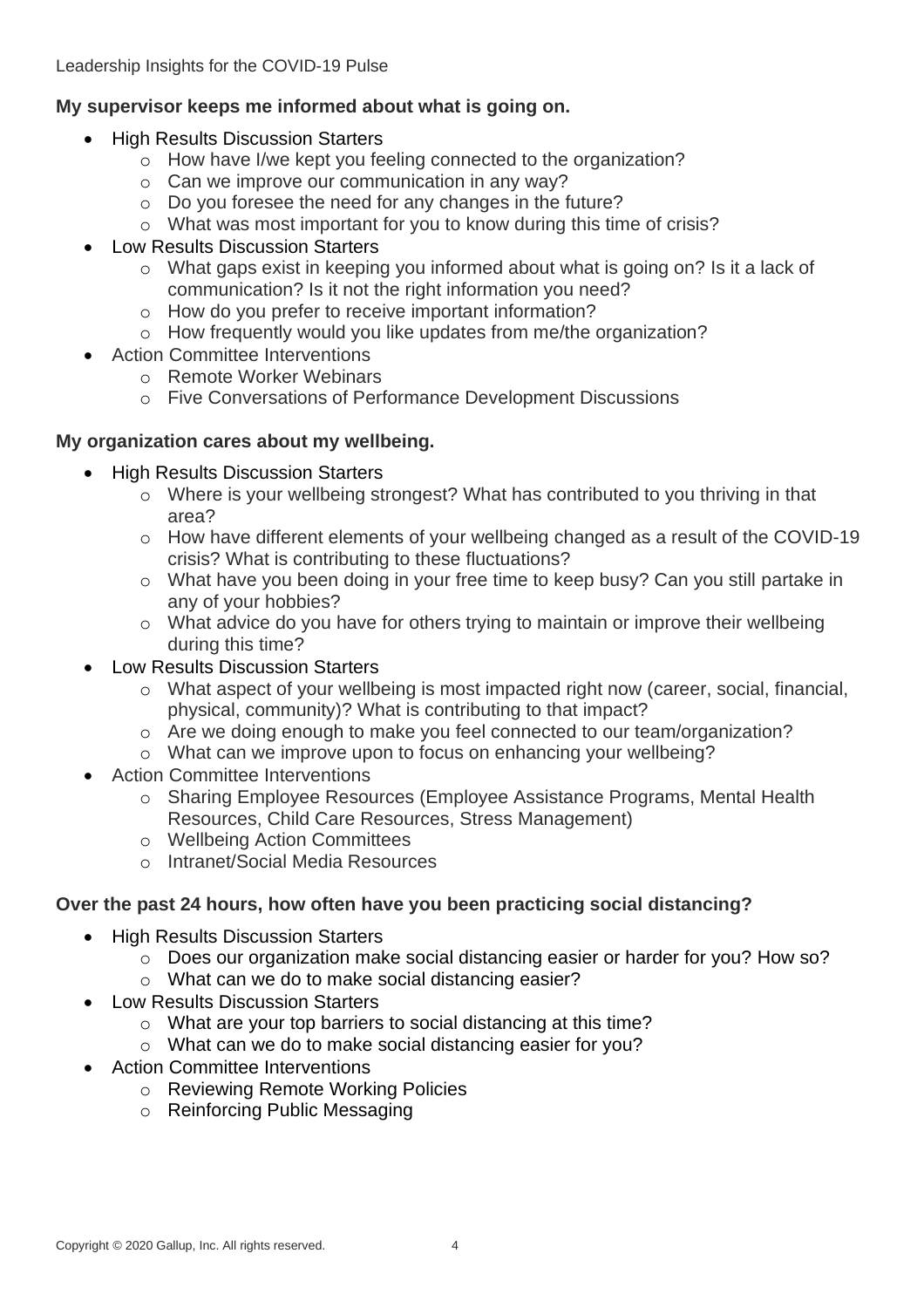**My supervisor keeps me informed about what is going on.**

- High Results Discussion Starters
  - How have I/we kept you feeling connected to the organization?
  - Can we improve our communication in any way?
  - Do you foresee the need for any changes in the future?
  - What was most important for you to know during this time of crisis?
- Low Results Discussion Starters
  - What gaps exist in keeping you informed about what is going on? Is it a lack of communication? Is it not the right information you need?
  - How do you prefer to receive important information?
  - How frequently would you like updates from me/the organization?
- Action Committee Interventions
  - Remote Worker Webinars
  - Five Conversations of Performance Development Discussions

**My organization cares about my wellbeing.**

- High Results Discussion Starters
  - Where is your wellbeing strongest? What has contributed to you thriving in that area?
  - How have different elements of your wellbeing changed as a result of the COVID-19 crisis? What is contributing to these fluctuations?
  - What have you been doing in your free time to keep busy? Can you still partake in any of your hobbies?
  - What advice do you have for others trying to maintain or improve their wellbeing during this time?
- Low Results Discussion Starters
  - What aspect of your wellbeing is most impacted right now (career, social, financial, physical, community)? What is contributing to that impact?
  - Are we doing enough to make you feel connected to our team/organization?
  - What can we improve upon to focus on enhancing your wellbeing?
- Action Committee Interventions
  - Sharing Employee Resources (Employee Assistance Programs, Mental Health Resources, Child Care Resources, Stress Management)
  - Wellbeing Action Committees
  - Intranet/Social Media Resources

**Over the past 24 hours, how often have you been practicing social distancing?**

- High Results Discussion Starters
  - Does our organization make social distancing easier or harder for you? How so?
  - What can we do to make social distancing easier?
- Low Results Discussion Starters
  - What are your top barriers to social distancing at this time?
  - What can we do to make social distancing easier for you?
- Action Committee Interventions
  - Reviewing Remote Working Policies
  - Reinforcing Public Messaging

Copyright © 2020 Gallup, Inc. All rights reserved.